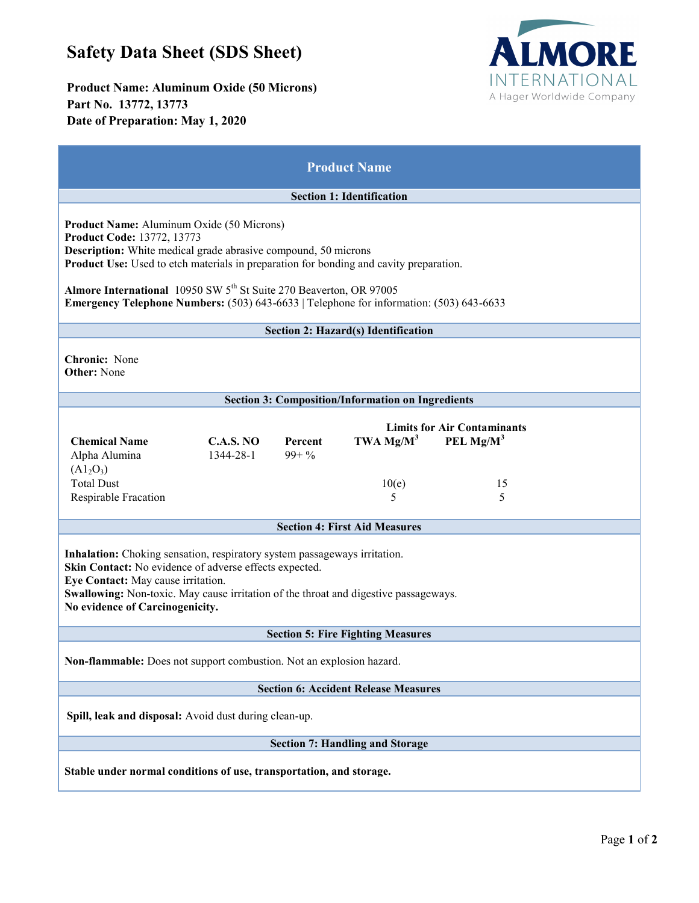# Safety Data Sheet (SDS Sheet)

**Product Name: Aluminum Oxide (50 Microns)**
**Part No. 13772, 13773**
**Date of Preparation: May 1, 2020**

ALMORE INTERNATIONAL
A Hager Worldwide Company

## Product Name

### Section 1: Identification

**Product Name:** Aluminum Oxide (50 Microns)
**Product Code:** 13772, 13773
**Description:** White medical grade abrasive compound, 50 microns
**Product Use:** Used to etch materials in preparation for bonding and cavity preparation.

**Almore International** 10950 SW 5th St Suite 270 Beaverton, OR 97005
**Emergency Telephone Numbers:** (503) 643-6633 | Telephone for information: (503) 643-6633

### Section 2: Hazard(s) Identification

**Chronic:** None
**Other:** None

### Section 3: Composition/Information on Ingredients

| Chemical Name | C.A.S. NO | Percent | Limits for Air Contaminants | |
|---|---|---|---|---|
| | | | TWA Mg/M$^3$ | PEL Mg/M$^3$ |
| Alpha Alumina ($A1_2O_3$) | 1344-28-1 | 99+ % | | |
| Total Dust | | | 10(e) | 15 |
| Respirable Fracation | | | 5 | 5 |

### Section 4: First Aid Measures

**Inhalation:** Choking sensation, respiratory system passageways irritation.
**Skin Contact:** No evidence of adverse effects expected.
**Eye Contact:** May cause irritation.
**Swallowing:** Non-toxic. May cause irritation of the throat and digestive passageways.
**No evidence of Carcinogenicity.**

### Section 5: Fire Fighting Measures

**Non-flammable:** Does not support combustion. Not an explosion hazard.

### Section 6: Accident Release Measures

**Spill, leak and disposal:** Avoid dust during clean-up.

### Section 7: Handling and Storage

**Stable under normal conditions of use, transportation, and storage.**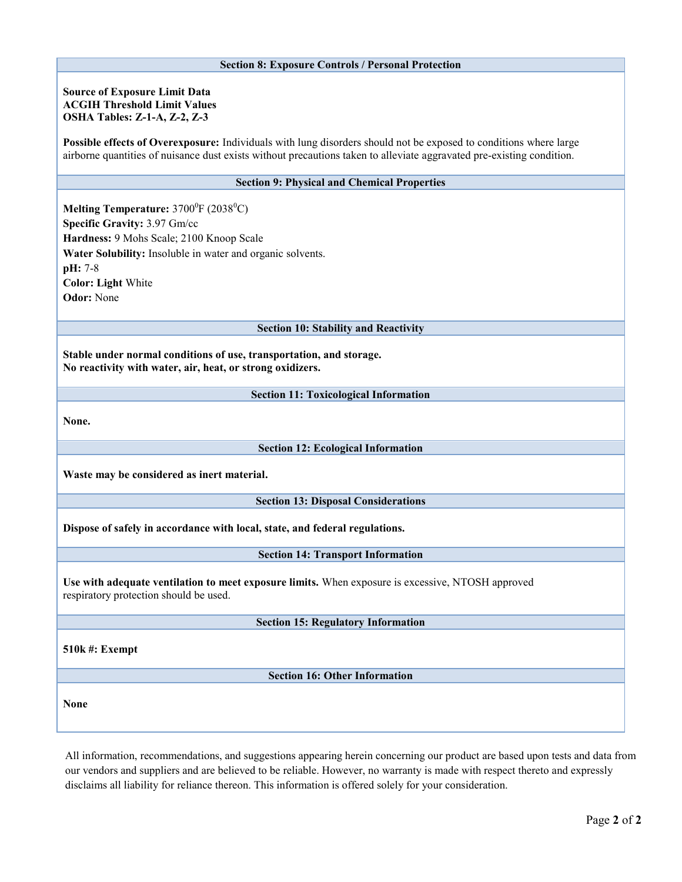## Section 8: Exposure Controls / Personal Protection

**Source of Exposure Limit Data**
**ACGIH Threshold Limit Values**
**OSHA Tables: Z-1-A, Z-2, Z-3**

**Possible effects of Overexposure:** Individuals with lung disorders should not be exposed to conditions where large airborne quantities of nuisance dust exists without precautions taken to alleviate aggravated pre-existing condition.

## Section 9: Physical and Chemical Properties

**Melting Temperature:** $3700^0$F ($2038^0$C)
**Specific Gravity:** 3.97 Gm/cc
**Hardness:** 9 Mohs Scale; 2100 Knoop Scale
**Water Solubility:** Insoluble in water and organic solvents.
**pH:** 7-8
**Color: Light** White
**Odor:** None

## Section 10: Stability and Reactivity

**Stable under normal conditions of use, transportation, and storage.**
**No reactivity with water, air, heat, or strong oxidizers.**

## Section 11: Toxicological Information

**None.**

## Section 12: Ecological Information

**Waste may be considered as inert material.**

## Section 13: Disposal Considerations

**Dispose of safely in accordance with local, state, and federal regulations.**

## Section 14: Transport Information

**Use with adequate ventilation to meet exposure limits.** When exposure is excessive, NTOSH approved respiratory protection should be used.

## Section 15: Regulatory Information

**510k #: Exempt**

## Section 16: Other Information

**None**

All information, recommendations, and suggestions appearing herein concerning our product are based upon tests and data from our vendors and suppliers and are believed to be reliable. However, no warranty is made with respect thereto and expressly disclaims all liability for reliance thereon. This information is offered solely for your consideration.